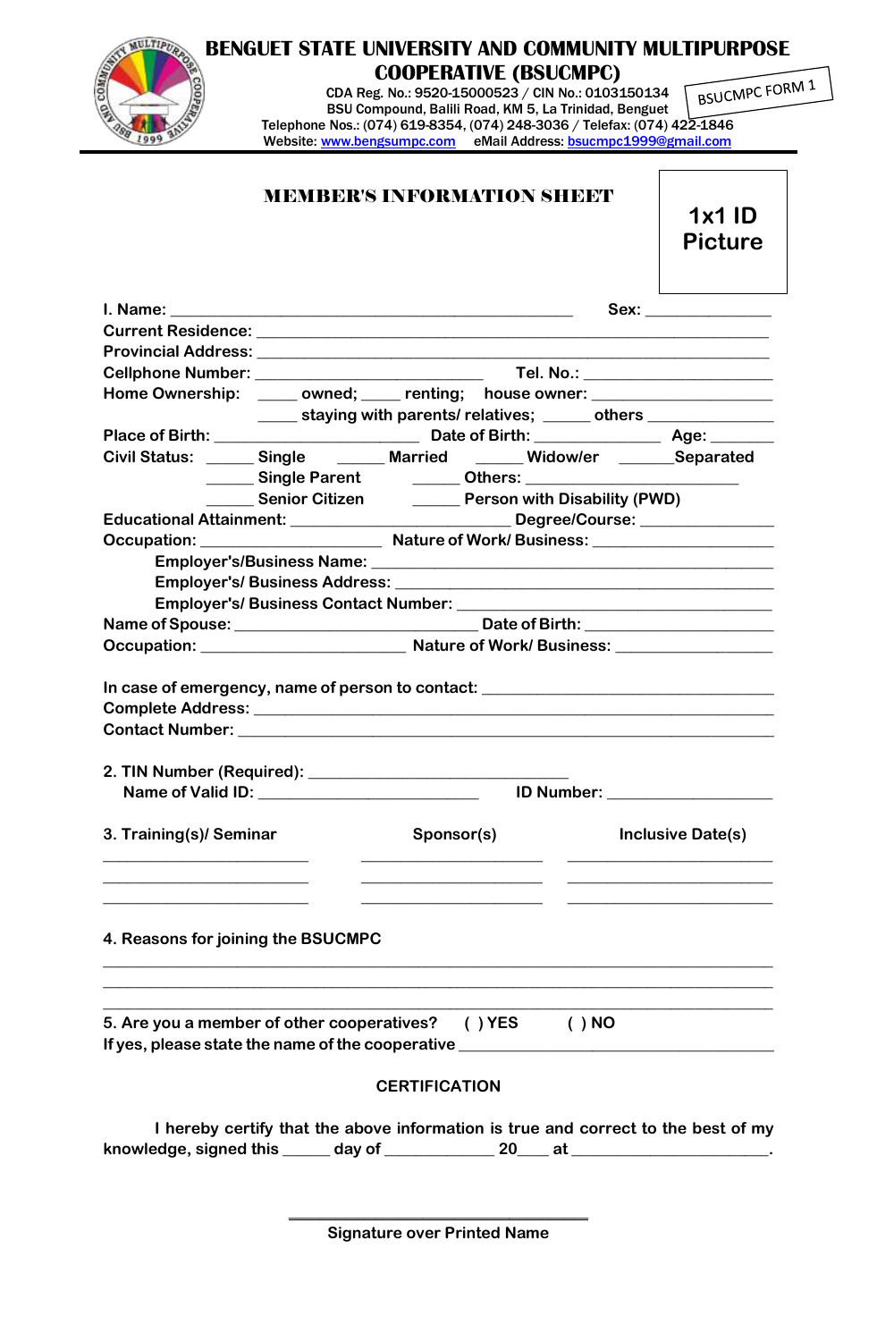# BENGUET STATE UNIVERSITY AND COMMUNITY MULTIPURPOSE COOPERATIVE (BSUCMPC)

CDA Reg. No.: 9520-15000523 / CIN No.: 0103150134
BSU Compound, Balili Road, KM 5, La Trinidad, Benguet
Telephone Nos.: (074) 619-8354, (074) 248-3036 / Telefax: (074) 422-1846
Website: www.bengsumpc.com eMail Address: bsucmpc1999@gmail.com

BSUCMPC FORM 1

## MEMBER'S INFORMATION SHEET

1x1 ID Picture

I. Name: ____________________________________________ Sex: ______________

Current Residence: ______________________________________________________

Provincial Address: ______________________________________________________

Cellphone Number: _________________________ Tel. No.: ____________________

Home Ownership: ____ owned; ____ renting; house owner: ___________________

____ staying with parents/ relatives; _____ others ______________

Place of Birth: ______________________ Date of Birth: ______________ Age: _______

Civil Status: _____ Single _____ Married _____ Widow/er ______Separated

_____ Single Parent _____ Others: ________________________

_____ Senior Citizen _____ Person with Disability (PWD)

Educational Attainment: ________________________ Degree/Course: ______________

Occupation: ___________________ Nature of Work/ Business: ___________________

Employer's/Business Name: ____________________________________________

Employer's/ Business Address: __________________________________________

Employer's/ Business Contact Number: ____________________________________

Name of Spouse: ___________________________ Date of Birth: ___________________

Occupation: ______________________ Nature of Work/ Business: _________________

In case of emergency, name of person to contact: _________________________________

Complete Address: _______________________________________________________

Contact Number: _________________________________________________________

2. TIN Number (Required): ____________________________

Name of Valid ID: ________________________ ID Number: __________________

| 3. Training(s)/ Seminar | Sponsor(s) | Inclusive Date(s) |
|---|---|---|
| ______________________ | ____________________ | ______________________ |
| ______________________ | ____________________ | ______________________ |
| ______________________ | ____________________ | ______________________ |

4. Reasons for joining the BSUCMPC

___________________________________________________________________________

___________________________________________________________________________

___________________________________________________________________________

5. Are you a member of other cooperatives? ( ) YES ( ) NO

If yes, please state the name of the cooperative __________________________________

### CERTIFICATION

I hereby certify that the above information is true and correct to the best of my knowledge, signed this _____ day of ____________ 20___ at ______________________.

_________________________________

Signature over Printed Name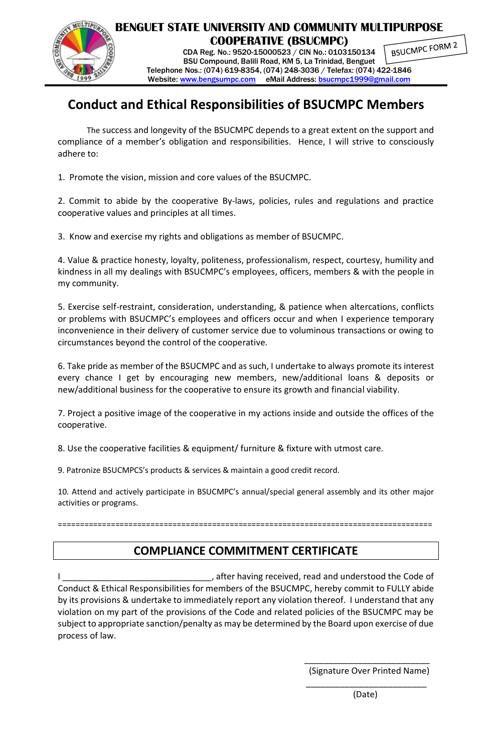# BENGUET STATE UNIVERSITY AND COMMUNITY MULTIPURPOSE COOPERATIVE (BSUCMPC)

CDA Reg. No.: 9520-15000523 / CIN No.: 0103150134
BSU Compound, Balili Road, KM 5, La Trinidad, Benguet
Telephone Nos.: (074) 619-8354, (074) 248-3036 / Telefax: (074) 422-1846
Website: www.bengsumpc.com eMail Address: bsucmpc1999@gmail.com

BSUCMPC FORM 2

## Conduct and Ethical Responsibilities of BSUCMPC Members

The success and longevity of the BSUCMPC depends to a great extent on the support and compliance of a member's obligation and responsibilities. Hence, I will strive to consciously adhere to:

1. Promote the vision, mission and core values of the BSUCMPC.

2. Commit to abide by the cooperative By-laws, policies, rules and regulations and practice cooperative values and principles at all times.

3. Know and exercise my rights and obligations as member of BSUCMPC.

4. Value & practice honesty, loyalty, politeness, professionalism, respect, courtesy, humility and kindness in all my dealings with BSUCMPC's employees, officers, members & with the people in my community.

5. Exercise self-restraint, consideration, understanding, & patience when altercations, conflicts or problems with BSUCMPC's employees and officers occur and when I experience temporary inconvenience in their delivery of customer service due to voluminous transactions or owing to circumstances beyond the control of the cooperative.

6. Take pride as member of the BSUCMPC and as such, I undertake to always promote its interest every chance I get by encouraging new members, new/additional loans & deposits or new/additional business for the cooperative to ensure its growth and financial viability.

7. Project a positive image of the cooperative in my actions inside and outside the offices of the cooperative.

8. Use the cooperative facilities & equipment/ furniture & fixture with utmost care.

9. Patronize BSUCMPCS's products & services & maintain a good credit record.

10. Attend and actively participate in BSUCMPC's annual/special general assembly and its other major activities or programs.

======================================================================================

## COMPLIANCE COMMITMENT CERTIFICATE

I ______________________________, after having received, read and understood the Code of Conduct & Ethical Responsibilities for members of the BSUCMPC, hereby commit to FULLY abide by its provisions & undertake to immediately report any violation thereof. I understand that any violation on my part of the provisions of the Code and related policies of the BSUCMPC may be subject to appropriate sanction/penalty as may be determined by the Board upon exercise of due process of law.

__________________________
(Signature Over Printed Name)

__________________________
(Date)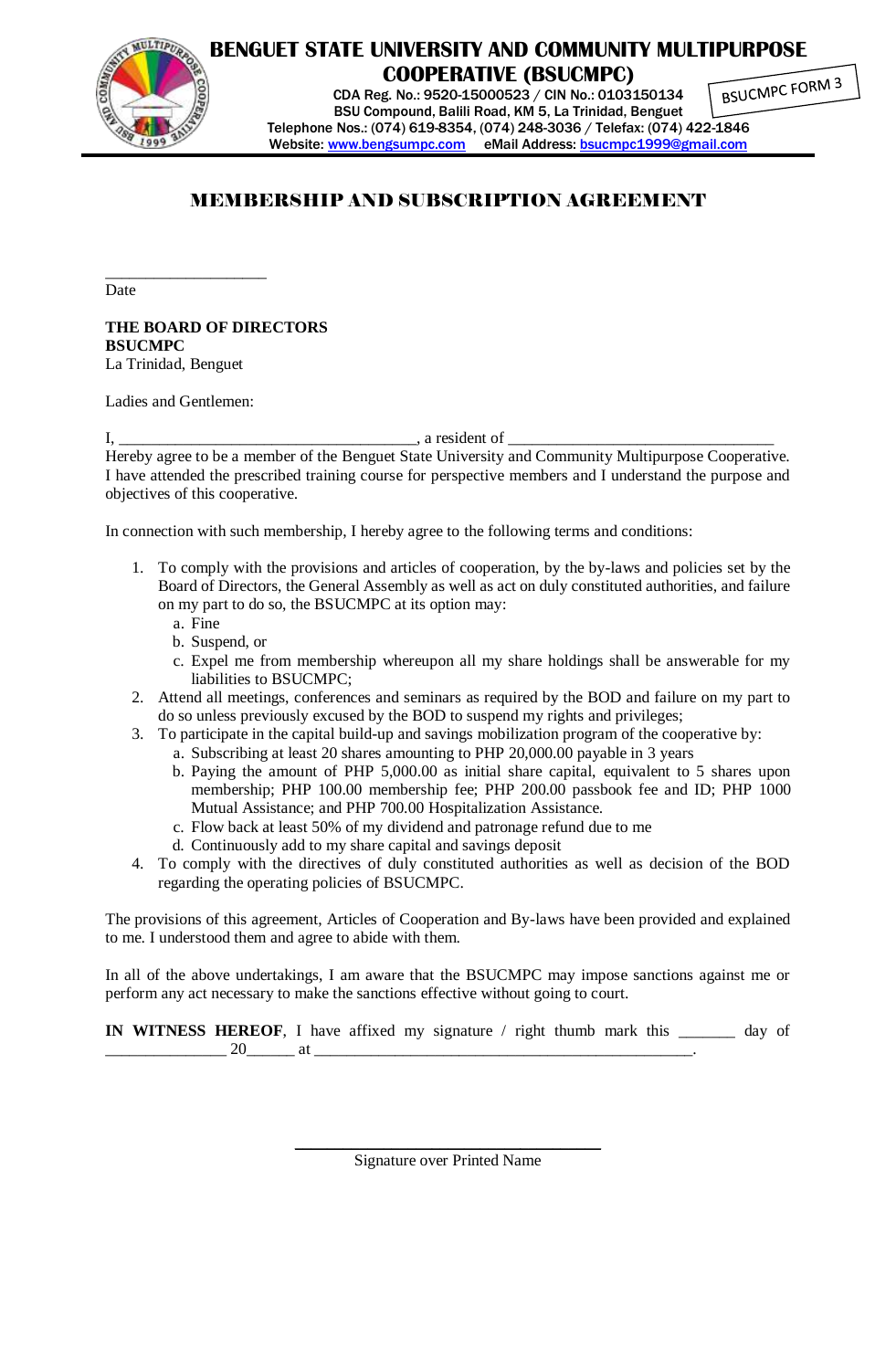**BENGUET STATE UNIVERSITY AND COMMUNITY MULTIPURPOSE COOPERATIVE (BSUCMPC)**

CDA Reg. No.: 9520-15000523 / CIN No.: 0103150134
BSU Compound, Balili Road, KM 5, La Trinidad, Benguet
Telephone Nos.: (074) 619-8354, (074) 248-3036 / Telefax: (074) 422-1846
Website: www.bengsumpc.com eMail Address: bsucmpc1999@gmail.com

BSUCMPC FORM 3

# MEMBERSHIP AND SUBSCRIPTION AGREEMENT

____________________
Date

**THE BOARD OF DIRECTORS**
**BSUCMPC**
La Trinidad, Benguet

Ladies and Gentlemen:

I, ____________________________________, a resident of ________________________________
Hereby agree to be a member of the Benguet State University and Community Multipurpose Cooperative. I have attended the prescribed training course for perspective members and I understand the purpose and objectives of this cooperative.

In connection with such membership, I hereby agree to the following terms and conditions:

1. To comply with the provisions and articles of cooperation, by the by-laws and policies set by the Board of Directors, the General Assembly as well as act on duly constituted authorities, and failure on my part to do so, the BSUCMPC at its option may:
   a. Fine
   b. Suspend, or
   c. Expel me from membership whereupon all my share holdings shall be answerable for my liabilities to BSUCMPC;
2. Attend all meetings, conferences and seminars as required by the BOD and failure on my part to do so unless previously excused by the BOD to suspend my rights and privileges;
3. To participate in the capital build-up and savings mobilization program of the cooperative by:
   a. Subscribing at least 20 shares amounting to PHP 20,000.00 payable in 3 years
   b. Paying the amount of PHP 5,000.00 as initial share capital, equivalent to 5 shares upon membership; PHP 100.00 membership fee; PHP 200.00 passbook fee and ID; PHP 1000 Mutual Assistance; and PHP 700.00 Hospitalization Assistance.
   c. Flow back at least 50% of my dividend and patronage refund due to me
   d. Continuously add to my share capital and savings deposit
4. To comply with the directives of duly constituted authorities as well as decision of the BOD regarding the operating policies of BSUCMPC.

The provisions of this agreement, Articles of Cooperation and By-laws have been provided and explained to me. I understood them and agree to abide with them.

In all of the above undertakings, I am aware that the BSUCMPC may impose sanctions against me or perform any act necessary to make the sanctions effective without going to court.

**IN WITNESS HEREOF**, I have affixed my signature / right thumb mark this _______ day of _______________ 20______ at ________________________________________________.

______________________________
Signature over Printed Name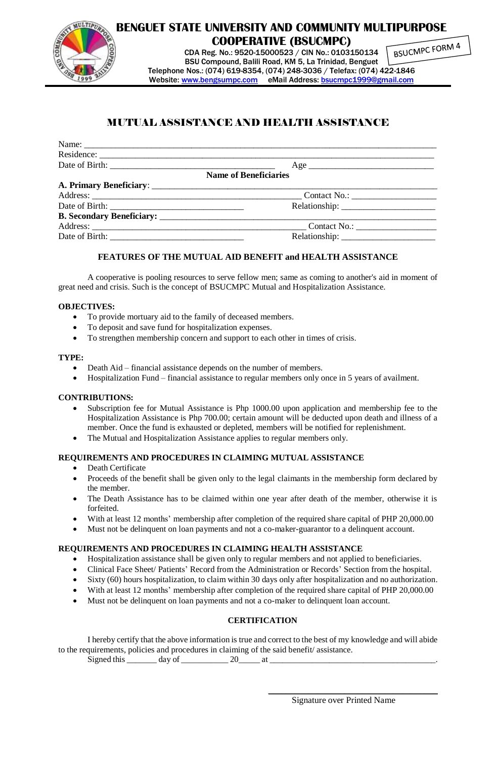# BENGUET STATE UNIVERSITY AND COMMUNITY MULTIPURPOSE COOPERATIVE (BSUCMPC)

CDA Reg. No.: 9520-15000523 / CIN No.: 0103150134
BSU Compound, Balili Road, KM 5, La Trinidad, Benguet
Telephone Nos.: (074) 619-8354, (074) 248-3036 / Telefax: (074) 422-1846
Website: www.bengsumpc.com eMail Address: bsucmpc1999@gmail.com

BSUCMPC FORM 4

## MUTUAL ASSISTANCE AND HEALTH ASSISTANCE

Name: ___________________________________________________________________________

Residence: _______________________________________________________________________

Date of Birth: ____________________________________ Age ___________________________

**Name of Beneficiaries**

**A. Primary Beneficiary**: _____________________________________________________________

Address: _______________________________________________ Contact No.: ___________________

Date of Birth: ______________________________ Relationship: _____________________

**B. Secondary Beneficiary:** ___________________________________________________________

Address: _______________________________________________ Contact No.: ___________________

Date of Birth: ______________________________ Relationship: _____________________

### FEATURES OF THE MUTUAL AID BENEFIT and HEALTH ASSISTANCE

A cooperative is pooling resources to serve fellow men; same as coming to another's aid in moment of great need and crisis. Such is the concept of BSUCMPC Mutual and Hospitalization Assistance.

**OBJECTIVES:**

- To provide mortuary aid to the family of deceased members.
- To deposit and save fund for hospitalization expenses.
- To strengthen membership concern and support to each other in times of crisis.

**TYPE:**

- Death Aid – financial assistance depends on the number of members.
- Hospitalization Fund – financial assistance to regular members only once in 5 years of availment.

**CONTRIBUTIONS:**

- Subscription fee for Mutual Assistance is Php 1000.00 upon application and membership fee to the Hospitalization Assistance is Php 700.00; certain amount will be deducted upon death and illness of a member. Once the fund is exhausted or depleted, members will be notified for replenishment.
- The Mutual and Hospitalization Assistance applies to regular members only.

**REQUIREMENTS AND PROCEDURES IN CLAIMING MUTUAL ASSISTANCE**

- Death Certificate
- Proceeds of the benefit shall be given only to the legal claimants in the membership form declared by the member.
- The Death Assistance has to be claimed within one year after death of the member, otherwise it is forfeited.
- With at least 12 months' membership after completion of the required share capital of PHP 20,000.00
- Must not be delinquent on loan payments and not a co-maker-guarantor to a delinquent account.

**REQUIREMENTS AND PROCEDURES IN CLAIMING HEALTH ASSISTANCE**

- Hospitalization assistance shall be given only to regular members and not applied to beneficiaries.
- Clinical Face Sheet/ Patients' Record from the Administration or Records' Section from the hospital.
- Sixty (60) hours hospitalization, to claim within 30 days only after hospitalization and no authorization.
- With at least 12 months' membership after completion of the required share capital of PHP 20,000.00
- Must not be delinquent on loan payments and not a co-maker to delinquent loan account.

**CERTIFICATION**

I hereby certify that the above information is true and correct to the best of my knowledge and will abide to the requirements, policies and procedures in claiming of the said benefit/ assistance.

Signed this _______ day of ___________ 20_____ at ______________________________________.

__________________________________
Signature over Printed Name